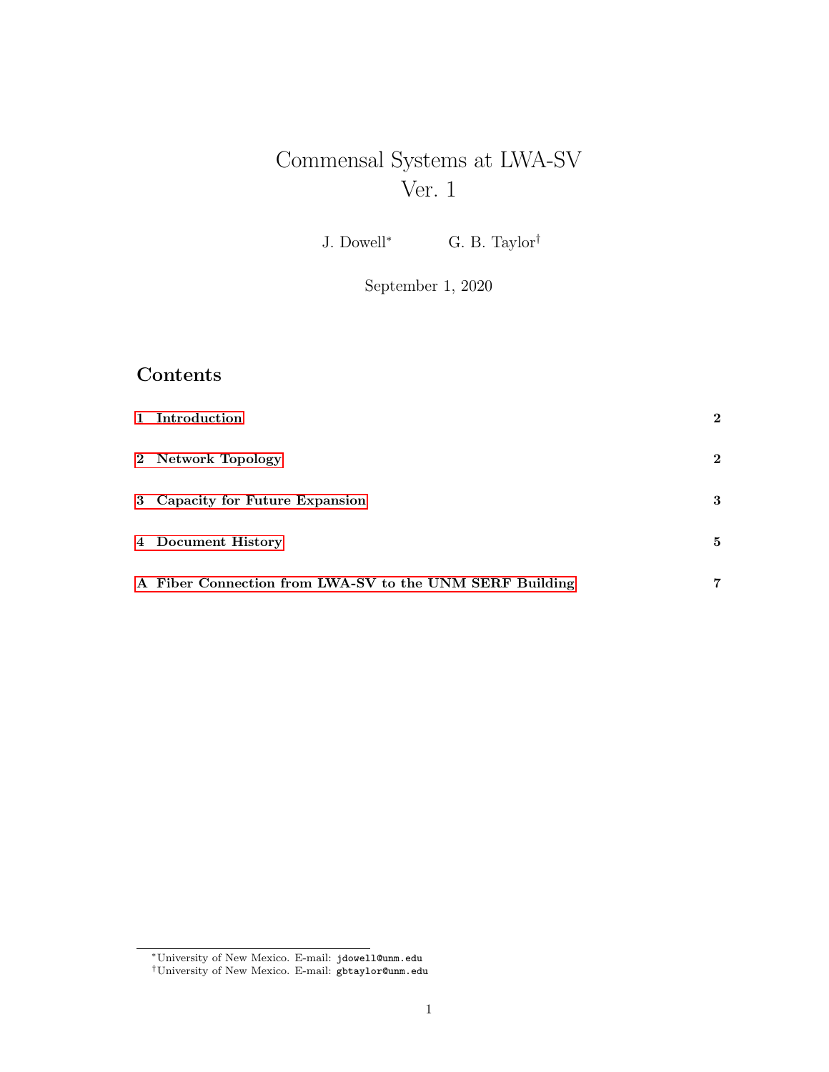# Commensal Systems at LWA-SV
# Ver. 1

J. Dowell* G. B. Taylor†

September 1, 2020

## Contents

| | |
|---|---|
| **1 Introduction** | **2** |
| **2 Network Topology** | **2** |
| **3 Capacity for Future Expansion** | **3** |
| **4 Document History** | **5** |
| **A Fiber Connection from LWA-SV to the UNM SERF Building** | **7** |

---

*University of New Mexico. E-mail: `jdowell@unm.edu`

†University of New Mexico. E-mail: `gbtaylor@unm.edu`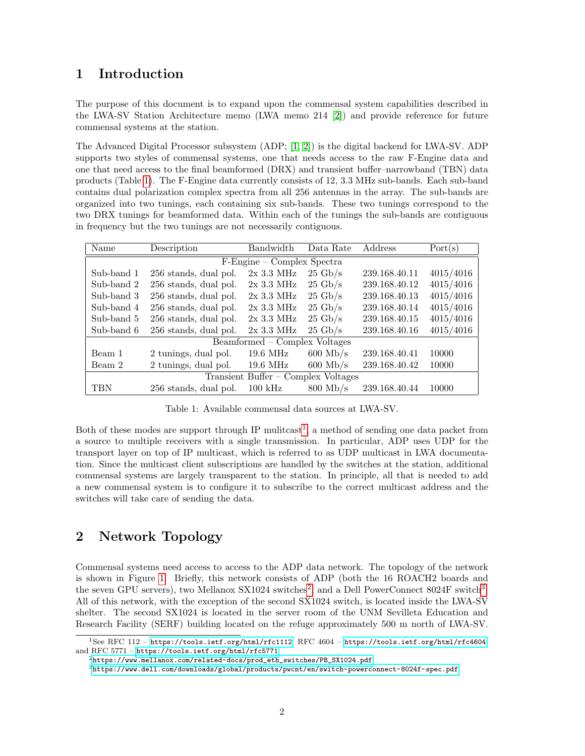# 1 Introduction

The purpose of this document is to expand upon the commensal system capabilities described in the LWA-SV Station Architecture memo (LWA memo 214 [2]) and provide reference for future commensal systems at the station.

The Advanced Digital Processor subsystem (ADP; [1, 2]) is the digital backend for LWA-SV. ADP supports two styles of commensal systems, one that needs access to the raw F-Engine data and one that need access to the final beamformed (DRX) and transient buffer–narrowband (TBN) data products (Table 1). The F-Engine data currently consists of 12, 3.3 MHz sub-bands. Each sub-band contains dual polarization complex spectra from all 256 antennas in the array. The sub-bands are organized into two tunings, each containing six sub-bands. These two tunings correspond to the two DRX tunings for beamformed data. Within each of the tunings the sub-bands are contiguous in frequency but the two tunings are not necessarily contiguous.

| Name | Description | Bandwidth | Data Rate | Address | Port(s) |
|---|---|---|---|---|---|
| F-Engine – Complex Spectra | | | | | |
| Sub-band 1 | 256 stands, dual pol. | 2x 3.3 MHz | 25 Gb/s | 239.168.40.11 | 4015/4016 |
| Sub-band 2 | 256 stands, dual pol. | 2x 3.3 MHz | 25 Gb/s | 239.168.40.12 | 4015/4016 |
| Sub-band 3 | 256 stands, dual pol. | 2x 3.3 MHz | 25 Gb/s | 239.168.40.13 | 4015/4016 |
| Sub-band 4 | 256 stands, dual pol. | 2x 3.3 MHz | 25 Gb/s | 239.168.40.14 | 4015/4016 |
| Sub-band 5 | 256 stands, dual pol. | 2x 3.3 MHz | 25 Gb/s | 239.168.40.15 | 4015/4016 |
| Sub-band 6 | 256 stands, dual pol. | 2x 3.3 MHz | 25 Gb/s | 239.168.40.16 | 4015/4016 |
| Beamformed – Complex Voltages | | | | | |
| Beam 1 | 2 tunings, dual pol. | 19.6 MHz | 600 Mb/s | 239.168.40.41 | 10000 |
| Beam 2 | 2 tunings, dual pol. | 19.6 MHz | 600 Mb/s | 239.168.40.42 | 10000 |
| Transient Buffer – Complex Voltages | | | | | |
| TBN | 256 stands, dual pol. | 100 kHz | 800 Mb/s | 239.168.40.44 | 10000 |

Table 1: Available commensal data sources at LWA-SV.

Both of these modes are support through IP mulitcast[1], a method of sending one data packet from a source to multiple receivers with a single transmission. In particular, ADP uses UDP for the transport layer on top of IP multicast, which is referred to as UDP multicast in LWA documentation. Since the multicast client subscriptions are handled by the switches at the station, additional commensal systems are largely transparent to the station. In principle, all that is needed to add a new commensal system is to configure it to subscribe to the correct multicast address and the switches will take care of sending the data.

# 2 Network Topology

Commensal systems need access to access to the ADP data network. The topology of the network is shown in Figure 1. Briefly, this network consists of ADP (both the 16 ROACH2 boards and the seven GPU servers), two Mellanox SX1024 switches[2], and a Dell PowerConnect 8024F switch[3]. All of this network, with the exception of the second SX1024 switch, is located inside the LWA-SV shelter. The second SX1024 is located in the server room of the UNM Sevilleta Education and Research Facility (SERF) building located on the refuge approximately 500 m north of LWA-SV.

[1] See RFC 112 – https://tools.ietf.org/html/rfc1112, RFC 4604 – https://tools.ietf.org/html/rfc4604 and RFC 5771 – https://tools.ietf.org/html/rfc5771

[2] https://www.mellanox.com/related-docs/prod_eth_switches/PB_SX1024.pdf

[3] https://www.dell.com/downloads/global/products/pwcnt/en/switch-powerconnect-8024f-spec.pdf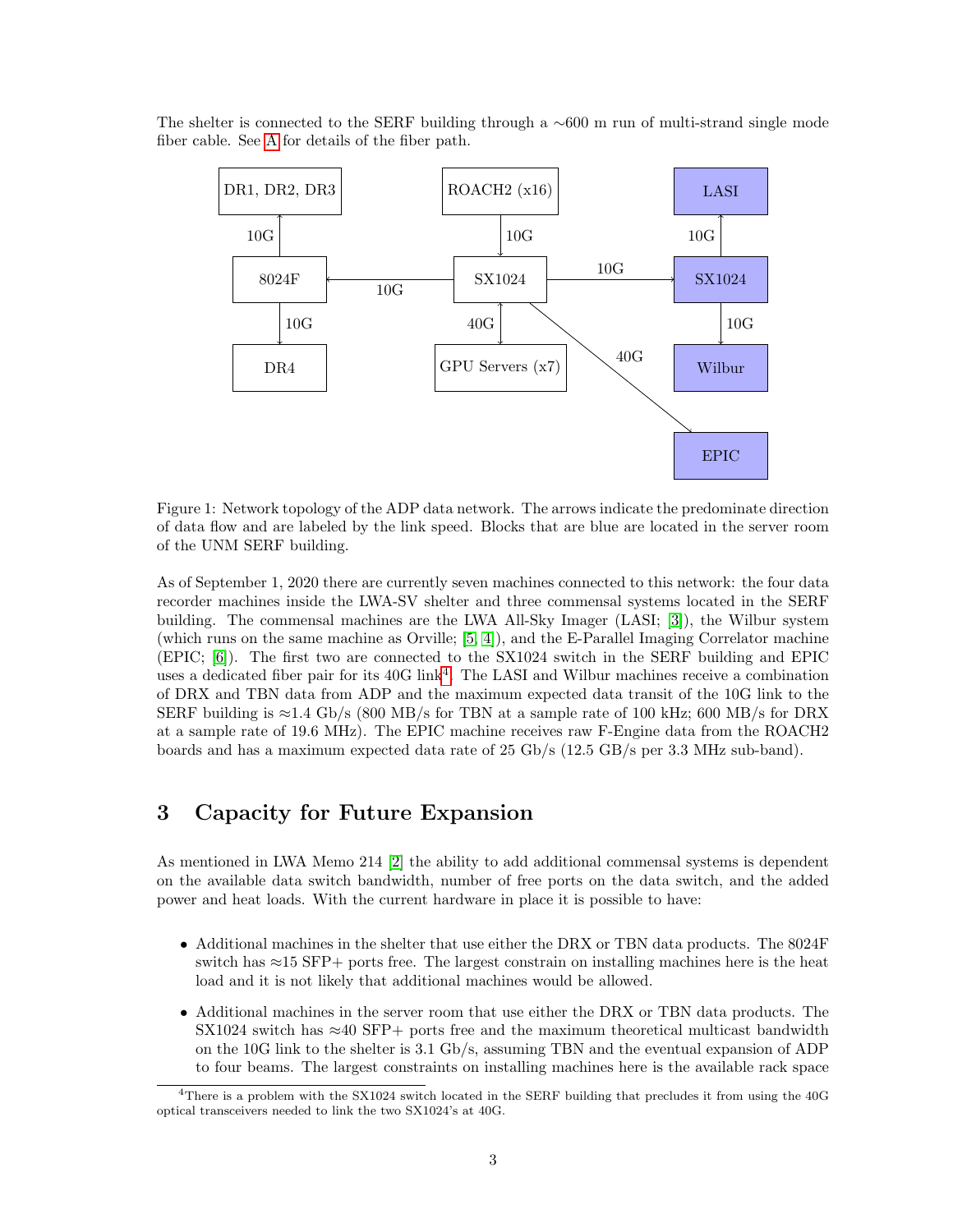The shelter is connected to the SERF building through a ∼600 m run of multi-strand single mode fiber cable. See A for details of the fiber path.

Figure 1: Network topology of the ADP data network. The arrows indicate the predominate direction of data flow and are labeled by the link speed. Blocks that are blue are located in the server room of the UNM SERF building.

As of September 1, 2020 there are currently seven machines connected to this network: the four data recorder machines inside the LWA-SV shelter and three commensal systems located in the SERF building. The commensal machines are the LWA All-Sky Imager (LASI; [3]), the Wilbur system (which runs on the same machine as Orville; [5, 4]), and the E-Parallel Imaging Correlator machine (EPIC; [6]). The first two are connected to the SX1024 switch in the SERF building and EPIC uses a dedicated fiber pair for its 40G link[4]. The LASI and Wilbur machines receive a combination of DRX and TBN data from ADP and the maximum expected data transit of the 10G link to the SERF building is ≈1.4 Gb/s (800 MB/s for TBN at a sample rate of 100 kHz; 600 MB/s for DRX at a sample rate of 19.6 MHz). The EPIC machine receives raw F-Engine data from the ROACH2 boards and has a maximum expected data rate of 25 Gb/s (12.5 GB/s per 3.3 MHz sub-band).

## 3 Capacity for Future Expansion

As mentioned in LWA Memo 214 [2] the ability to add additional commensal systems is dependent on the available data switch bandwidth, number of free ports on the data switch, and the added power and heat loads. With the current hardware in place it is possible to have:

- Additional machines in the shelter that use either the DRX or TBN data products. The 8024F switch has ≈15 SFP+ ports free. The largest constrain on installing machines here is the heat load and it is not likely that additional machines would be allowed.
- Additional machines in the server room that use either the DRX or TBN data products. The SX1024 switch has ≈40 SFP+ ports free and the maximum theoretical multicast bandwidth on the 10G link to the shelter is 3.1 Gb/s, assuming TBN and the eventual expansion of ADP to four beams. The largest constraints on installing machines here is the available rack space

[4]There is a problem with the SX1024 switch located in the SERF building that precludes it from using the 40G optical transceivers needed to link the two SX1024's at 40G.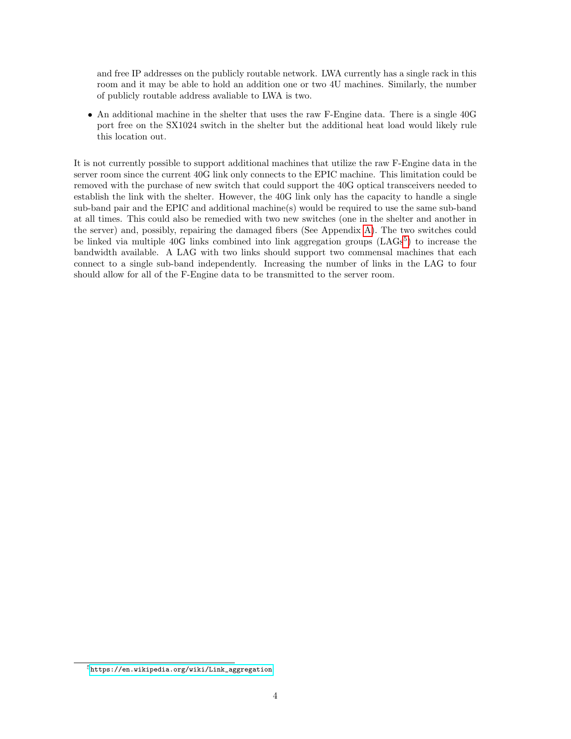and free IP addresses on the publicly routable network. LWA currently has a single rack in this room and it may be able to hold an addition one or two 4U machines. Similarly, the number of publicly routable address avaliable to LWA is two.

- An additional machine in the shelter that uses the raw F-Engine data. There is a single 40G port free on the SX1024 switch in the shelter but the additional heat load would likely rule this location out.

It is not currently possible to support additional machines that utilize the raw F-Engine data in the server room since the current 40G link only connects to the EPIC machine. This limitation could be removed with the purchase of new switch that could support the 40G optical transceivers needed to establish the link with the shelter. However, the 40G link only has the capacity to handle a single sub-band pair and the EPIC and additional machine(s) would be required to use the same sub-band at all times. This could also be remedied with two new switches (one in the shelter and another in the server) and, possibly, repairing the damaged fibers (See Appendix A). The two switches could be linked via multiple 40G links combined into link aggregation groups (LAGs[5]) to increase the bandwidth available. A LAG with two links should support two commensal machines that each connect to a single sub-band independently. Increasing the number of links in the LAG to four should allow for all of the F-Engine data to be transmitted to the server room.

[5] https://en.wikipedia.org/wiki/Link_aggregation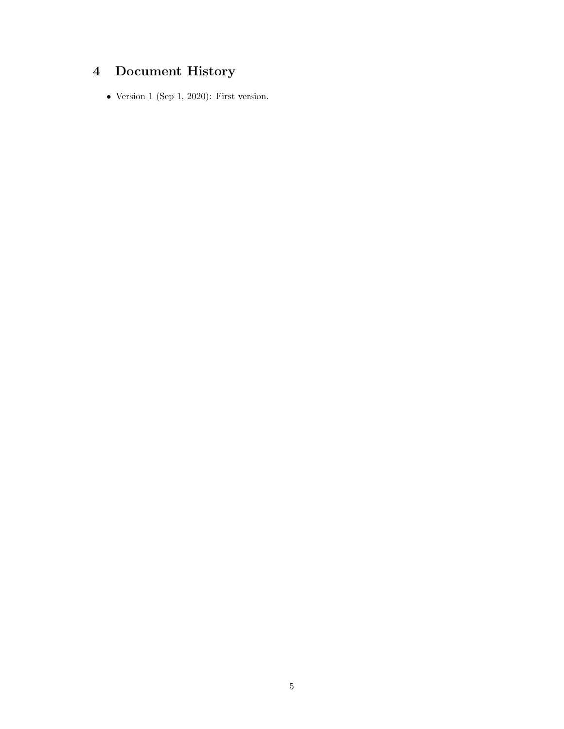## 4 Document History

- Version 1 (Sep 1, 2020): First version.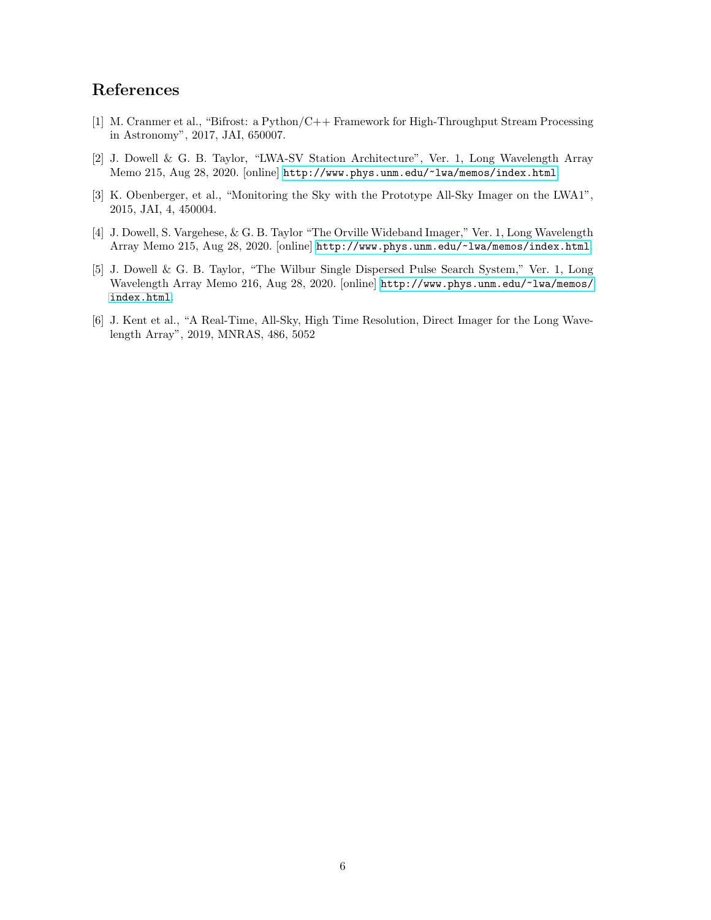## References

[1] M. Cranmer et al., "Bifrost: a Python/C++ Framework for High-Throughput Stream Processing in Astronomy", 2017, JAI, 650007.

[2] J. Dowell & G. B. Taylor, "LWA-SV Station Architecture", Ver. 1, Long Wavelength Array Memo 215, Aug 28, 2020. [online] http://www.phys.unm.edu/~lwa/memos/index.html.

[3] K. Obenberger, et al., "Monitoring the Sky with the Prototype All-Sky Imager on the LWA1", 2015, JAI, 4, 450004.

[4] J. Dowell, S. Vargehese, & G. B. Taylor "The Orville Wideband Imager," Ver. 1, Long Wavelength Array Memo 215, Aug 28, 2020. [online] http://www.phys.unm.edu/~lwa/memos/index.html.

[5] J. Dowell & G. B. Taylor, "The Wilbur Single Dispersed Pulse Search System," Ver. 1, Long Wavelength Array Memo 216, Aug 28, 2020. [online] http://www.phys.unm.edu/~lwa/memos/index.html.

[6] J. Kent et al., "A Real-Time, All-Sky, High Time Resolution, Direct Imager for the Long Wavelength Array", 2019, MNRAS, 486, 5052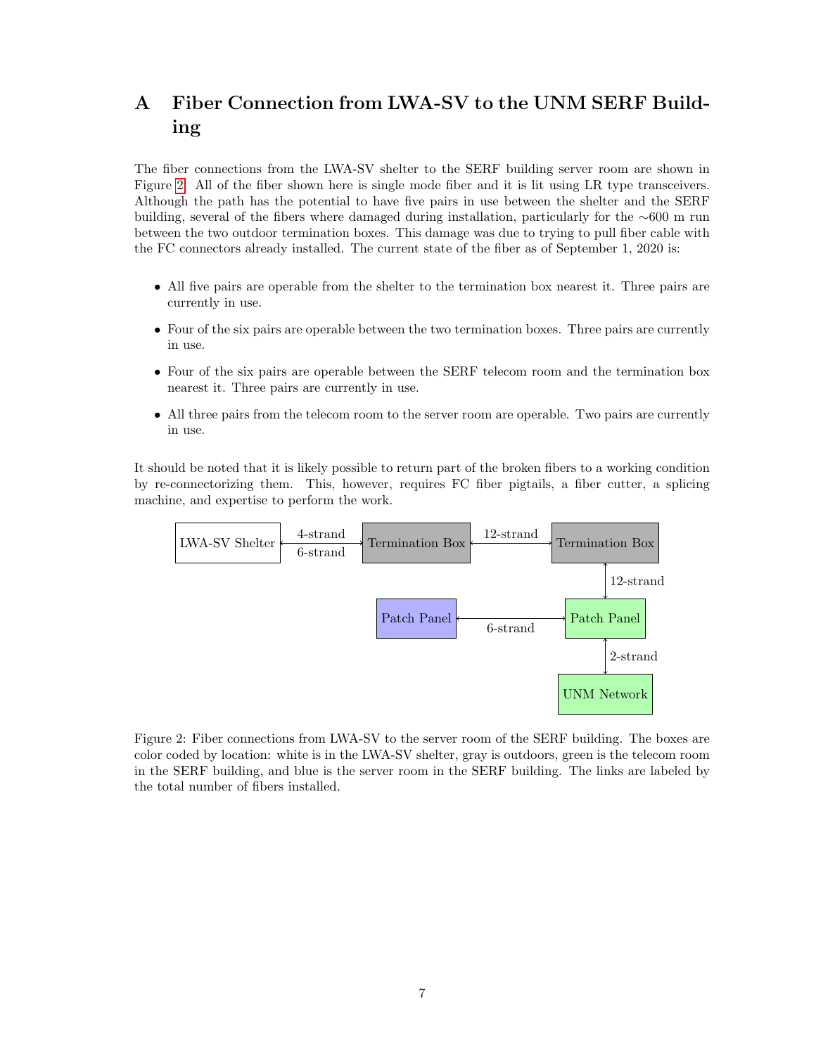# A Fiber Connection from LWA-SV to the UNM SERF Building

The fiber connections from the LWA-SV shelter to the SERF building server room are shown in Figure 2. All of the fiber shown here is single mode fiber and it is lit using LR type transceivers. Although the path has the potential to have five pairs in use between the shelter and the SERF building, several of the fibers where damaged during installation, particularly for the ∼600 m run between the two outdoor termination boxes. This damage was due to trying to pull fiber cable with the FC connectors already installed. The current state of the fiber as of September 1, 2020 is:

- All five pairs are operable from the shelter to the termination box nearest it. Three pairs are currently in use.
- Four of the six pairs are operable between the two termination boxes. Three pairs are currently in use.
- Four of the six pairs are operable between the SERF telecom room and the termination box nearest it. Three pairs are currently in use.
- All three pairs from the telecom room to the server room are operable. Two pairs are currently in use.

It should be noted that it is likely possible to return part of the broken fibers to a working condition by re-connectorizing them. This, however, requires FC fiber pigtails, a fiber cutter, a splicing machine, and expertise to perform the work.

LWA-SV Shelter

4-strand

6-strand

Termination Box

12-strand

Termination Box

12-strand

Patch Panel

6-strand

Patch Panel

2-strand

UNM Network

Figure 2: Fiber connections from LWA-SV to the server room of the SERF building. The boxes are color coded by location: white is in the LWA-SV shelter, gray is outdoors, green is the telecom room in the SERF building, and blue is the server room in the SERF building. The links are labeled by the total number of fibers installed.